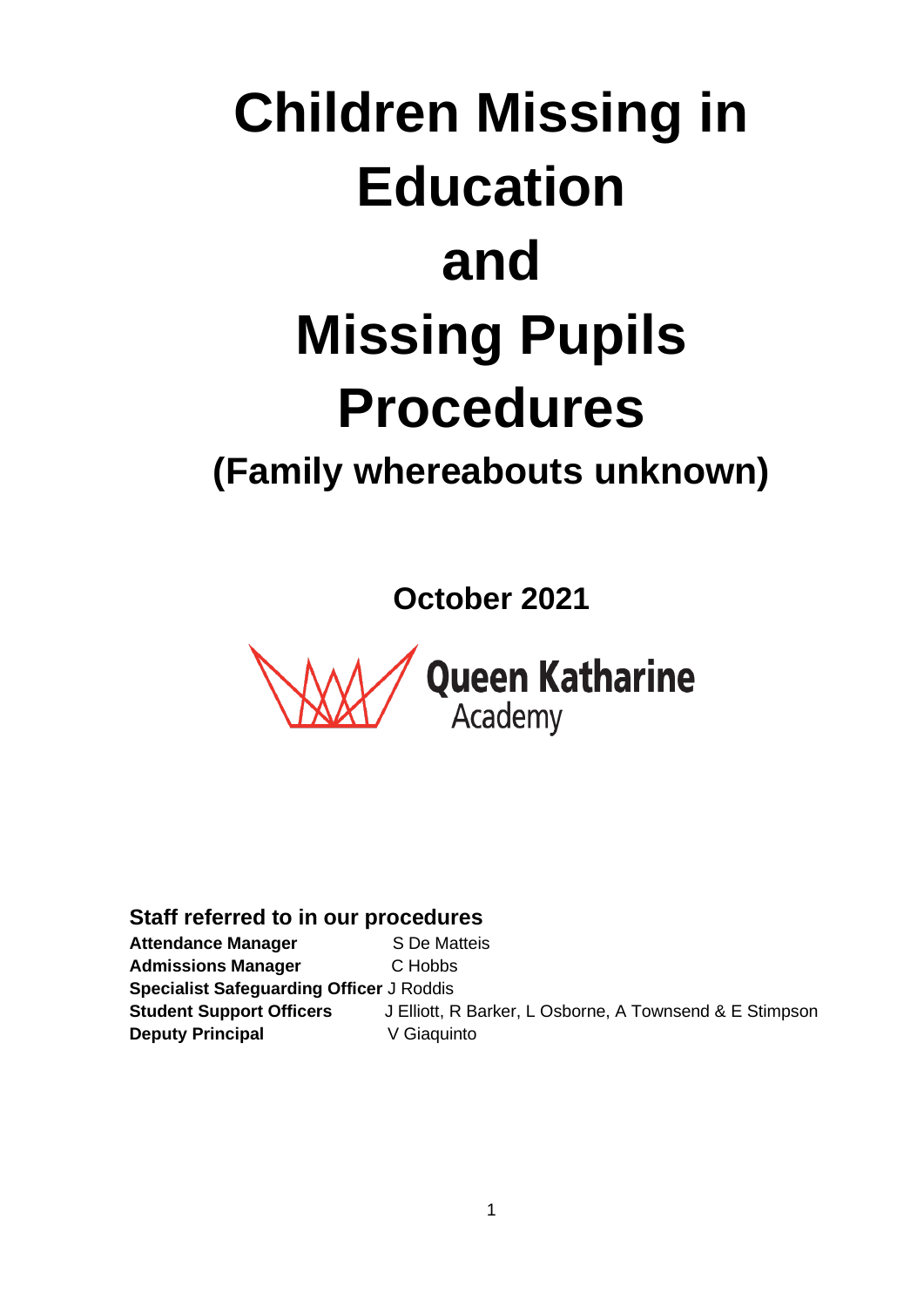# Children Missing in Education and Missing Pupils Procedures

## (Family whereabouts unknown)

**October 2021**

Queen Katharine Academy

### Staff referred to in our procedures

**Attendance Manager** S De Matteis
**Admissions Manager** C Hobbs
**Specialist Safeguarding Officer** J Roddis
**Student Support Officers** J Elliott, R Barker, L Osborne, A Townsend & E Stimpson
**Deputy Principal** V Giaquinto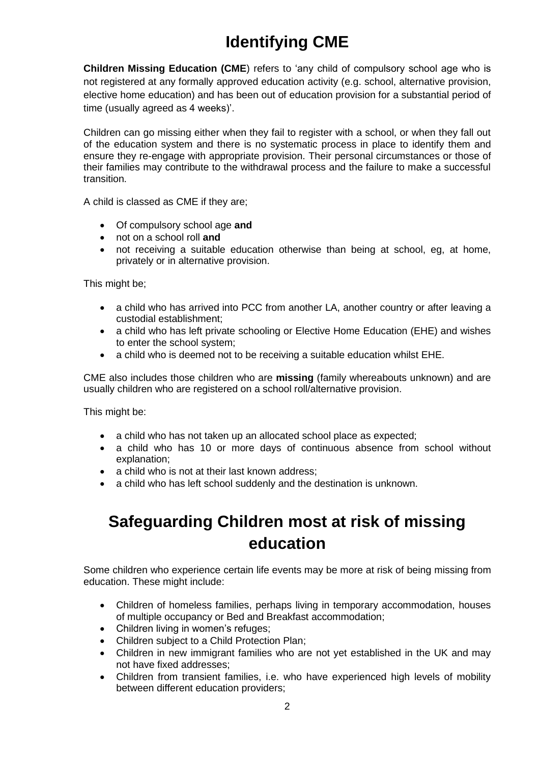# Identifying CME

**Children Missing Education (CME**) refers to 'any child of compulsory school age who is not registered at any formally approved education activity (e.g. school, alternative provision, elective home education) and has been out of education provision for a substantial period of time (usually agreed as 4 weeks)'.

Children can go missing either when they fail to register with a school, or when they fall out of the education system and there is no systematic process in place to identify them and ensure they re-engage with appropriate provision. Their personal circumstances or those of their families may contribute to the withdrawal process and the failure to make a successful transition.

A child is classed as CME if they are;

- Of compulsory school age **and**
- not on a school roll **and**
- not receiving a suitable education otherwise than being at school, eg, at home, privately or in alternative provision.

This might be;

- a child who has arrived into PCC from another LA, another country or after leaving a custodial establishment;
- a child who has left private schooling or Elective Home Education (EHE) and wishes to enter the school system;
- a child who is deemed not to be receiving a suitable education whilst EHE.

CME also includes those children who are **missing** (family whereabouts unknown) and are usually children who are registered on a school roll/alternative provision.

This might be:

- a child who has not taken up an allocated school place as expected;
- a child who has 10 or more days of continuous absence from school without explanation;
- a child who is not at their last known address;
- a child who has left school suddenly and the destination is unknown.

# Safeguarding Children most at risk of missing education

Some children who experience certain life events may be more at risk of being missing from education. These might include:

- Children of homeless families, perhaps living in temporary accommodation, houses of multiple occupancy or Bed and Breakfast accommodation;
- Children living in women's refuges;
- Children subject to a Child Protection Plan;
- Children in new immigrant families who are not yet established in the UK and may not have fixed addresses;
- Children from transient families, i.e. who have experienced high levels of mobility between different education providers;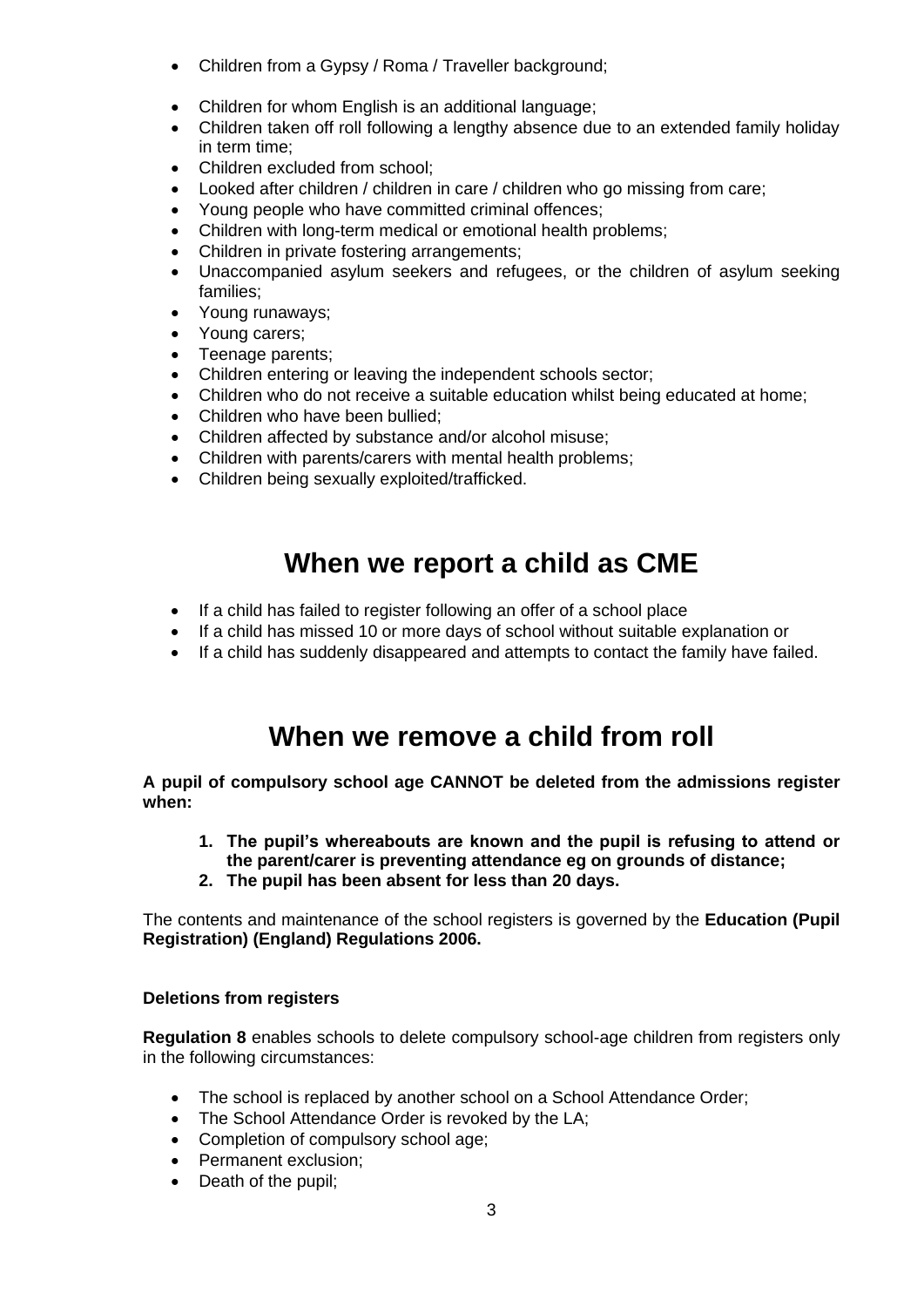- Children from a Gypsy / Roma / Traveller background;
- Children for whom English is an additional language;
- Children taken off roll following a lengthy absence due to an extended family holiday in term time;
- Children excluded from school;
- Looked after children / children in care / children who go missing from care;
- Young people who have committed criminal offences;
- Children with long-term medical or emotional health problems;
- Children in private fostering arrangements;
- Unaccompanied asylum seekers and refugees, or the children of asylum seeking families;
- Young runaways;
- Young carers;
- Teenage parents;
- Children entering or leaving the independent schools sector;
- Children who do not receive a suitable education whilst being educated at home;
- Children who have been bullied;
- Children affected by substance and/or alcohol misuse;
- Children with parents/carers with mental health problems;
- Children being sexually exploited/trafficked.

# When we report a child as CME

- If a child has failed to register following an offer of a school place
- If a child has missed 10 or more days of school without suitable explanation or
- If a child has suddenly disappeared and attempts to contact the family have failed.

# When we remove a child from roll

**A pupil of compulsory school age CANNOT be deleted from the admissions register when:**

1. **The pupil's whereabouts are known and the pupil is refusing to attend or the parent/carer is preventing attendance eg on grounds of distance;**
2. **The pupil has been absent for less than 20 days.**

The contents and maintenance of the school registers is governed by the **Education (Pupil Registration) (England) Regulations 2006.**

**Deletions from registers**

**Regulation 8** enables schools to delete compulsory school-age children from registers only in the following circumstances:

- The school is replaced by another school on a School Attendance Order;
- The School Attendance Order is revoked by the LA;
- Completion of compulsory school age;
- Permanent exclusion;
- Death of the pupil;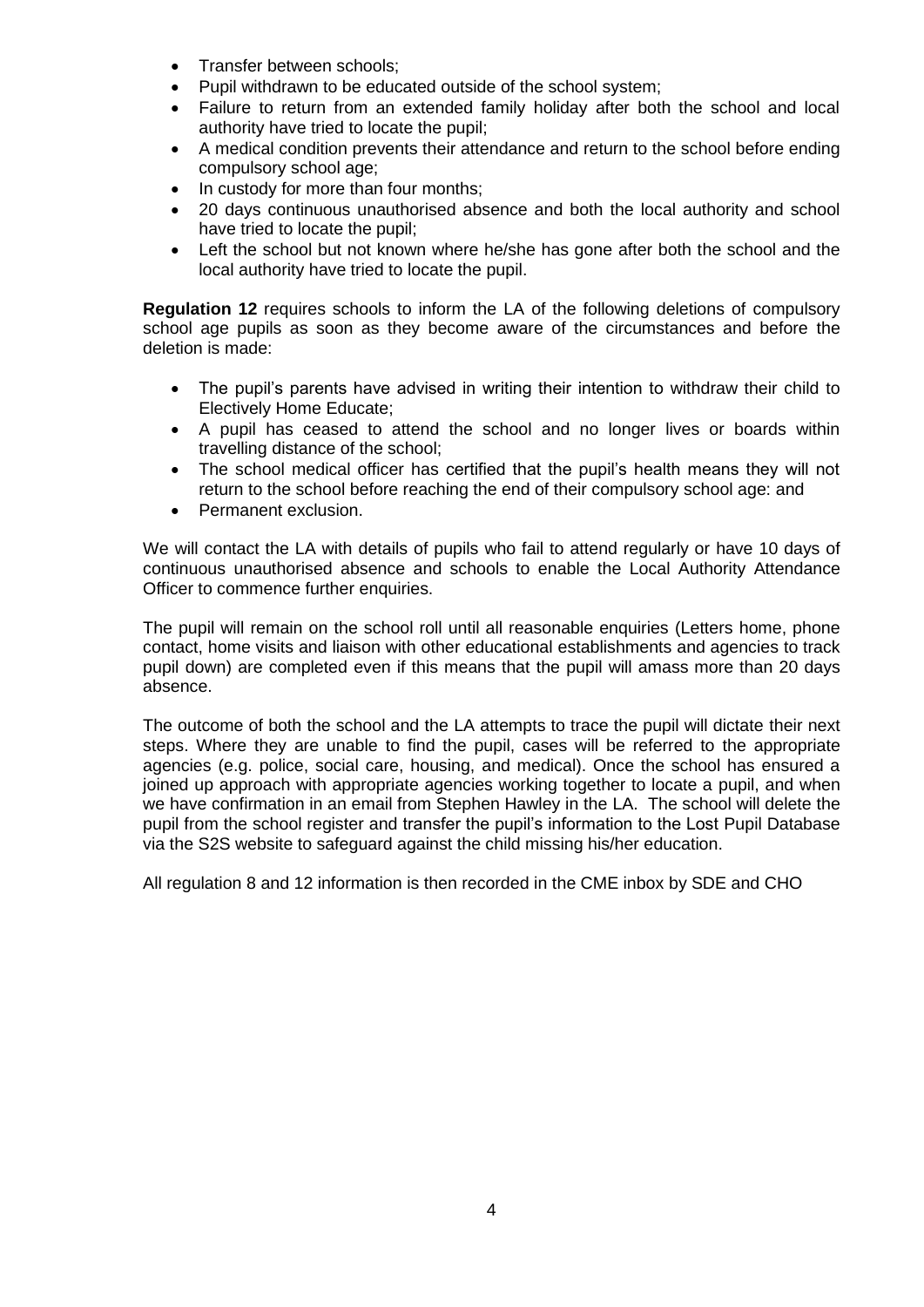- Transfer between schools;
- Pupil withdrawn to be educated outside of the school system;
- Failure to return from an extended family holiday after both the school and local authority have tried to locate the pupil;
- A medical condition prevents their attendance and return to the school before ending compulsory school age;
- In custody for more than four months;
- 20 days continuous unauthorised absence and both the local authority and school have tried to locate the pupil;
- Left the school but not known where he/she has gone after both the school and the local authority have tried to locate the pupil.

**Regulation 12** requires schools to inform the LA of the following deletions of compulsory school age pupils as soon as they become aware of the circumstances and before the deletion is made:

- The pupil's parents have advised in writing their intention to withdraw their child to Electively Home Educate;
- A pupil has ceased to attend the school and no longer lives or boards within travelling distance of the school;
- The school medical officer has certified that the pupil's health means they will not return to the school before reaching the end of their compulsory school age: and
- Permanent exclusion.

We will contact the LA with details of pupils who fail to attend regularly or have 10 days of continuous unauthorised absence and schools to enable the Local Authority Attendance Officer to commence further enquiries.

The pupil will remain on the school roll until all reasonable enquiries (Letters home, phone contact, home visits and liaison with other educational establishments and agencies to track pupil down) are completed even if this means that the pupil will amass more than 20 days absence.

The outcome of both the school and the LA attempts to trace the pupil will dictate their next steps. Where they are unable to find the pupil, cases will be referred to the appropriate agencies (e.g. police, social care, housing, and medical). Once the school has ensured a joined up approach with appropriate agencies working together to locate a pupil, and when we have confirmation in an email from Stephen Hawley in the LA. The school will delete the pupil from the school register and transfer the pupil's information to the Lost Pupil Database via the S2S website to safeguard against the child missing his/her education.

All regulation 8 and 12 information is then recorded in the CME inbox by SDE and CHO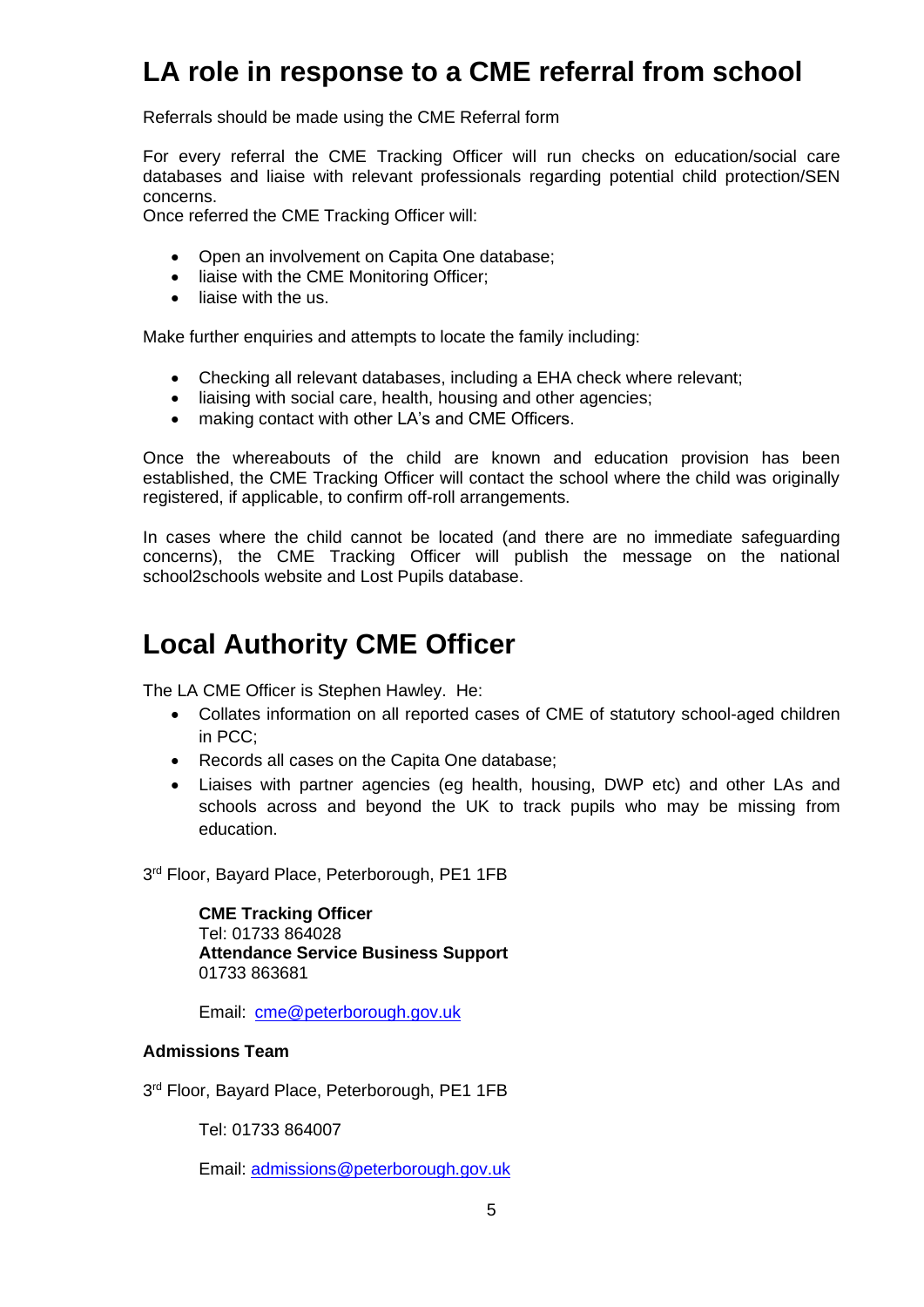## LA role in response to a CME referral from school

Referrals should be made using the CME Referral form

For every referral the CME Tracking Officer will run checks on education/social care databases and liaise with relevant professionals regarding potential child protection/SEN concerns.
Once referred the CME Tracking Officer will:

- Open an involvement on Capita One database;
- liaise with the CME Monitoring Officer;
- liaise with the us.

Make further enquiries and attempts to locate the family including:

- Checking all relevant databases, including a EHA check where relevant;
- liaising with social care, health, housing and other agencies;
- making contact with other LA's and CME Officers.

Once the whereabouts of the child are known and education provision has been established, the CME Tracking Officer will contact the school where the child was originally registered, if applicable, to confirm off-roll arrangements.

In cases where the child cannot be located (and there are no immediate safeguarding concerns), the CME Tracking Officer will publish the message on the national school2schools website and Lost Pupils database.

## Local Authority CME Officer

The LA CME Officer is Stephen Hawley. He:

- Collates information on all reported cases of CME of statutory school-aged children in PCC;
- Records all cases on the Capita One database;
- Liaises with partner agencies (eg health, housing, DWP etc) and other LAs and schools across and beyond the UK to track pupils who may be missing from education.

3rd Floor, Bayard Place, Peterborough, PE1 1FB

**CME Tracking Officer**
Tel: 01733 864028
**Attendance Service Business Support**
01733 863681

Email: cme@peterborough.gov.uk

**Admissions Team**

3rd Floor, Bayard Place, Peterborough, PE1 1FB

Tel: 01733 864007

Email: admissions@peterborough.gov.uk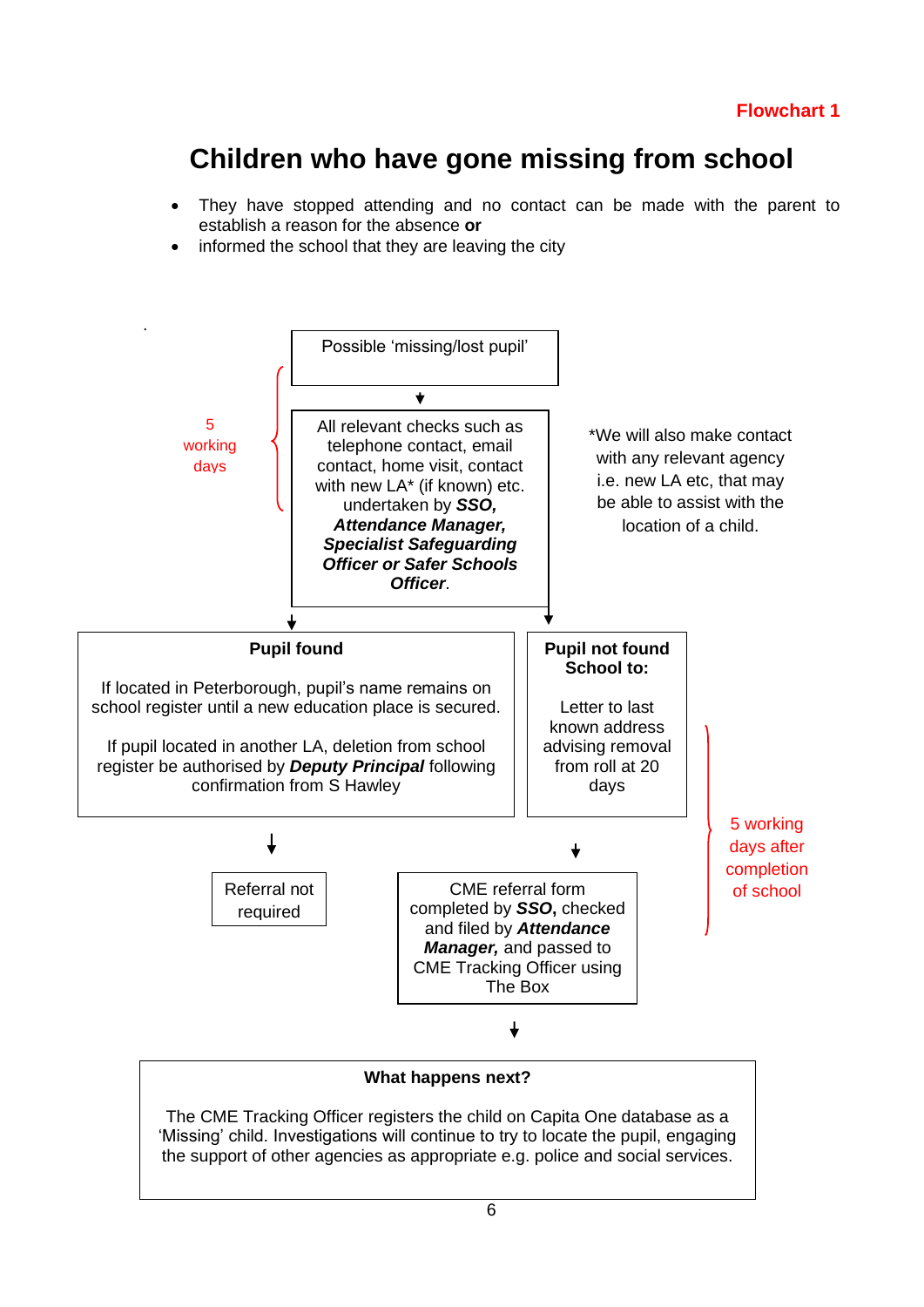Flowchart 1

# Children who have gone missing from school

- They have stopped attending and no contact can be made with the parent to establish a reason for the absence **or**
- informed the school that they are leaving the city

Possible 'missing/lost pupil'

5 working days

All relevant checks such as telephone contact, email contact, home visit, contact with new LA* (if known) etc. undertaken by ***SSO, Attendance Manager, Specialist Safeguarding Officer or Safer Schools Officer***.

*We will also make contact with any relevant agency i.e. new LA etc, that may be able to assist with the location of a child.

**Pupil found**

If located in Peterborough, pupil's name remains on school register until a new education place is secured.

If pupil located in another LA, deletion from school register be authorised by ***Deputy Principal*** following confirmation from S Hawley

Referral not required

**Pupil not found School to:**

Letter to last known address advising removal from roll at 20 days

5 working days after completion of school

CME referral form completed by ***SSO***, checked and filed by ***Attendance Manager,*** and passed to CME Tracking Officer using The Box

**What happens next?**

The CME Tracking Officer registers the child on Capita One database as a 'Missing' child. Investigations will continue to try to locate the pupil, engaging the support of other agencies as appropriate e.g. police and social services.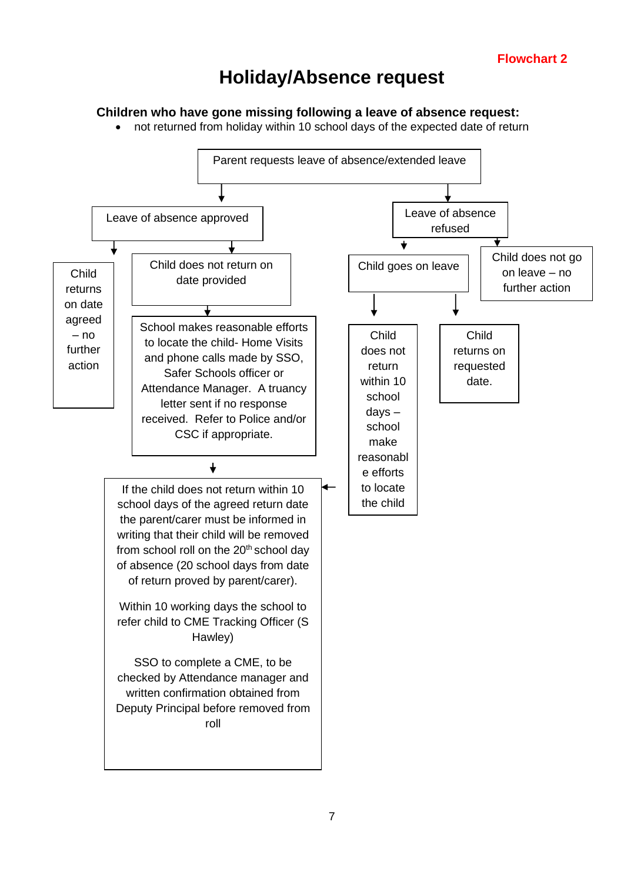**Flowchart 2**

# Holiday/Absence request

**Children who have gone missing following a leave of absence request:**

- not returned from holiday within 10 school days of the expected date of return

Parent requests leave of absence/extended leave

Leave of absence approved

Child returns on date agreed – no further action

Child does not return on date provided

School makes reasonable efforts to locate the child- Home Visits and phone calls made by SSO, Safer Schools officer or Attendance Manager. A truancy letter sent if no response received. Refer to Police and/or CSC if appropriate.

If the child does not return within 10 school days of the agreed return date the parent/carer must be informed in writing that their child will be removed from school roll on the 20th school day of absence (20 school days from date of return proved by parent/carer).

Within 10 working days the school to refer child to CME Tracking Officer (S Hawley)

SSO to complete a CME, to be checked by Attendance manager and written confirmation obtained from Deputy Principal before removed from roll

Leave of absence refused

Child goes on leave

Child does not return within 10 school days – school make reasonable efforts to locate the child

Child returns on requested date.

Child does not go on leave – no further action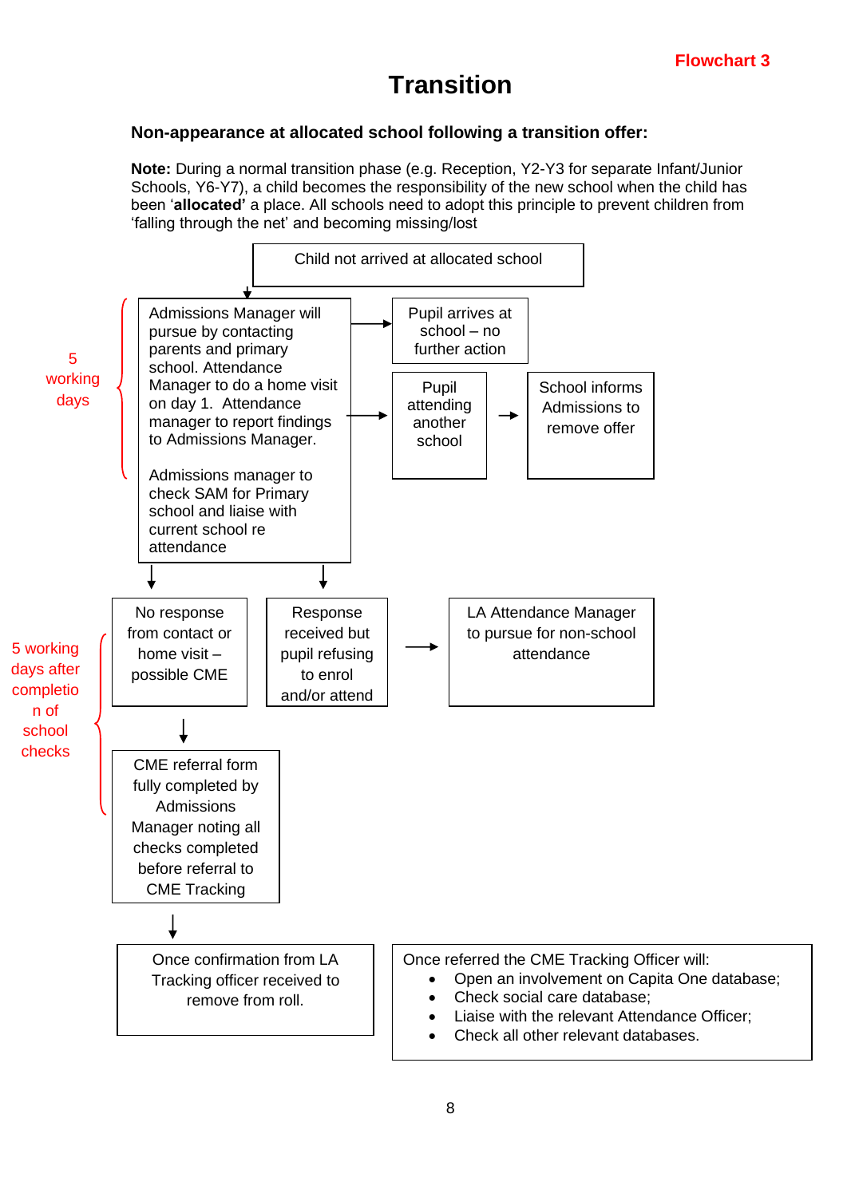**Flowchart 3**

# Transition

### Non-appearance at allocated school following a transition offer:

**Note:** During a normal transition phase (e.g. Reception, Y2-Y3 for separate Infant/Junior Schools, Y6-Y7), a child becomes the responsibility of the new school when the child has been '**allocated'** a place. All schools need to adopt this principle to prevent children from 'falling through the net' and becoming missing/lost

Child not arrived at allocated school

↓

5 working days

Admissions Manager will pursue by contacting parents and primary school. Attendance Manager to do a home visit on day 1. Attendance manager to report findings to Admissions Manager.

Admissions manager to check SAM for Primary school and liaise with current school re attendance

→ Pupil arrives at school – no further action

→ Pupil attending another school → School informs Admissions to remove offer

↓

5 working days after completion of school checks

No response from contact or home visit – possible CME

Response received but pupil refusing to enrol and/or attend → LA Attendance Manager to pursue for non-school attendance

↓

CME referral form fully completed by Admissions Manager noting all checks completed before referral to CME Tracking

↓

Once confirmation from LA Tracking officer received to remove from roll.

Once referred the CME Tracking Officer will:

- Open an involvement on Capita One database;
- Check social care database;
- Liaise with the relevant Attendance Officer;
- Check all other relevant databases.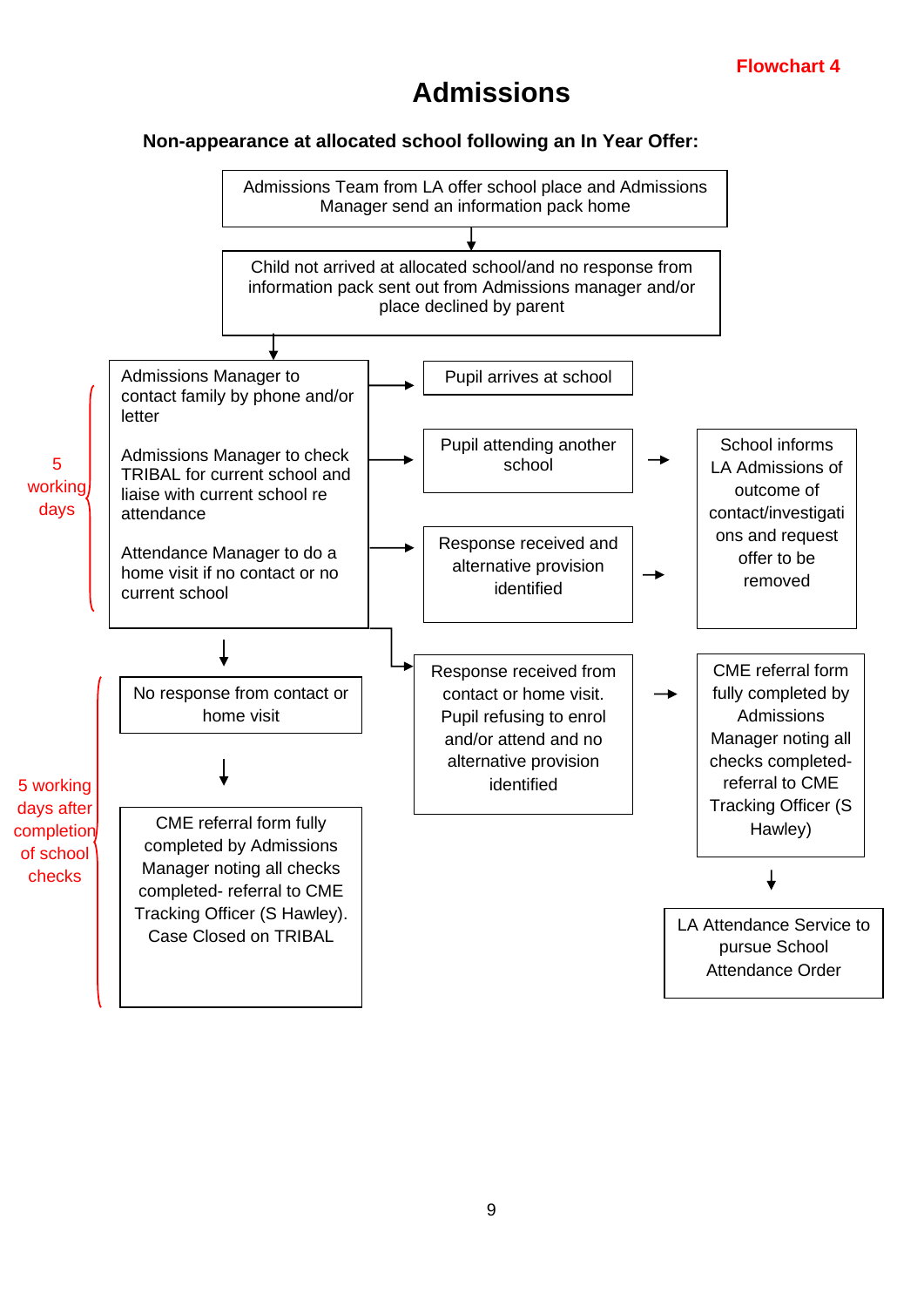Flowchart 4

# Admissions

**Non-appearance at allocated school following an In Year Offer:**

Admissions Team from LA offer school place and Admissions Manager send an information pack home

↓

Child not arrived at allocated school/and no response from information pack sent out from Admissions manager and/or place declined by parent

↓

5 working days

Admissions Manager to contact family by phone and/or letter → Pupil arrives at school

Admissions Manager to check TRIBAL for current school and liaise with current school re attendance → Pupil attending another school → School informs LA Admissions of outcome of contact/investigations and request offer to be removed

Attendance Manager to do a home visit if no contact or no current school → Response received and alternative provision identified → School informs LA Admissions of outcome of contact/investigations and request offer to be removed

→ Response received from contact or home visit. Pupil refusing to enrol and/or attend and no alternative provision identified → CME referral form fully completed by Admissions Manager noting all checks completed- referral to CME Tracking Officer (S Hawley) → LA Attendance Service to pursue School Attendance Order

↓

5 working days after completion of school checks

No response from contact or home visit

↓

CME referral form fully completed by Admissions Manager noting all checks completed- referral to CME Tracking Officer (S Hawley). Case Closed on TRIBAL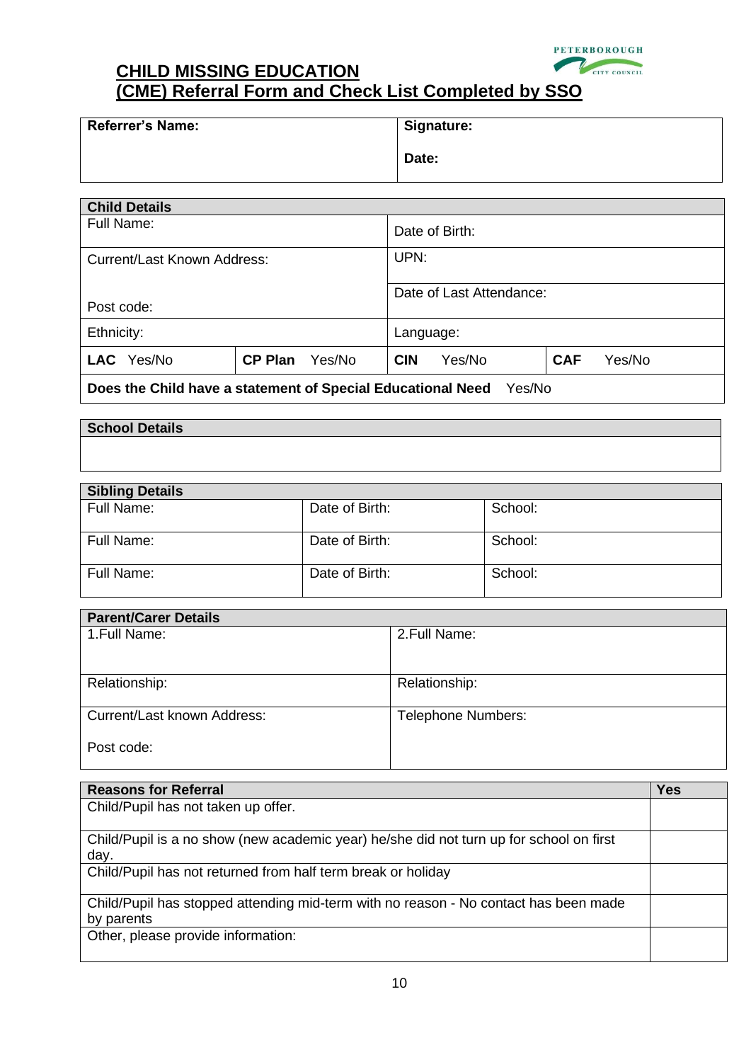# CHILD MISSING EDUCATION
# (CME) Referral Form and Check List Completed by SSO

| **Referrer's Name:** | **Signature:**<br><br>**Date:** |
|---|---|

| **Child Details** | | | |
|---|---|---|---|
| Full Name: | | Date of Birth: | |
| Current/Last Known Address:<br><br>Post code: | | UPN:<br><br>Date of Last Attendance: | |
| Ethnicity: | | Language: | |
| **LAC** Yes/No | **CP Plan** Yes/No | **CIN** Yes/No | **CAF** Yes/No |
| **Does the Child have a statement of Special Educational Need** Yes/No | | | |

| **School Details** |
|---|
| |

| **Sibling Details** | | |
|---|---|---|
| Full Name: | Date of Birth: | School: |
| Full Name: | Date of Birth: | School: |
| Full Name: | Date of Birth: | School: |

| **Parent/Carer Details** | |
|---|---|
| 1.Full Name: | 2.Full Name: |
| Relationship: | Relationship: |
| Current/Last known Address:<br><br>Post code: | Telephone Numbers: |

| **Reasons for Referral** | **Yes** |
|---|---|
| Child/Pupil has not taken up offer. | |
| Child/Pupil is a no show (new academic year) he/she did not turn up for school on first day. | |
| Child/Pupil has not returned from half term break or holiday | |
| Child/Pupil has stopped attending mid-term with no reason - No contact has been made by parents | |
| Other, please provide information: | |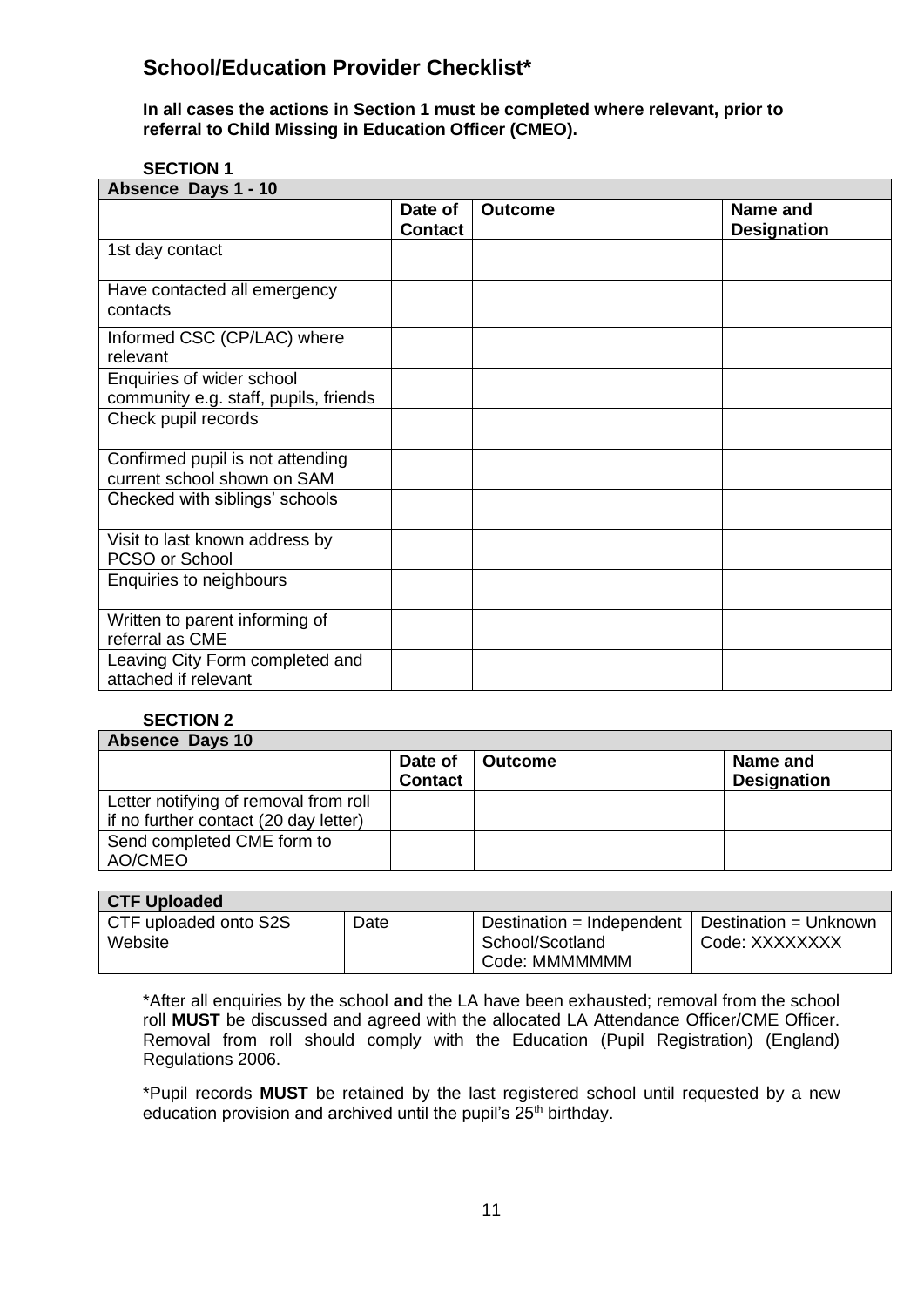## School/Education Provider Checklist*

**In all cases the actions in Section 1 must be completed where relevant, prior to referral to Child Missing in Education Officer (CMEO).**

**SECTION 1**

| **Absence Days 1 - 10** | | | |
|---|---|---|---|
| | **Date of Contact** | **Outcome** | **Name and Designation** |
| 1st day contact | | | |
| Have contacted all emergency contacts | | | |
| Informed CSC (CP/LAC) where relevant | | | |
| Enquiries of wider school community e.g. staff, pupils, friends | | | |
| Check pupil records | | | |
| Confirmed pupil is not attending current school shown on SAM | | | |
| Checked with siblings' schools | | | |
| Visit to last known address by PCSO or School | | | |
| Enquiries to neighbours | | | |
| Written to parent informing of referral as CME | | | |
| Leaving City Form completed and attached if relevant | | | |

**SECTION 2**

| **Absence Days 10** | | | |
|---|---|---|---|
| | **Date of Contact** | **Outcome** | **Name and Designation** |
| Letter notifying of removal from roll if no further contact (20 day letter) | | | |
| Send completed CME form to AO/CMEO | | | |

| **CTF Uploaded** | | | |
|---|---|---|---|
| CTF uploaded onto S2S Website | Date | Destination = Independent School/Scotland Code: MMMMMMM | Destination = Unknown Code: XXXXXXXX |

*After all enquiries by the school **and** the LA have been exhausted; removal from the school roll **MUST** be discussed and agreed with the allocated LA Attendance Officer/CME Officer. Removal from roll should comply with the Education (Pupil Registration) (England) Regulations 2006.

*Pupil records **MUST** be retained by the last registered school until requested by a new education provision and archived until the pupil's 25th birthday.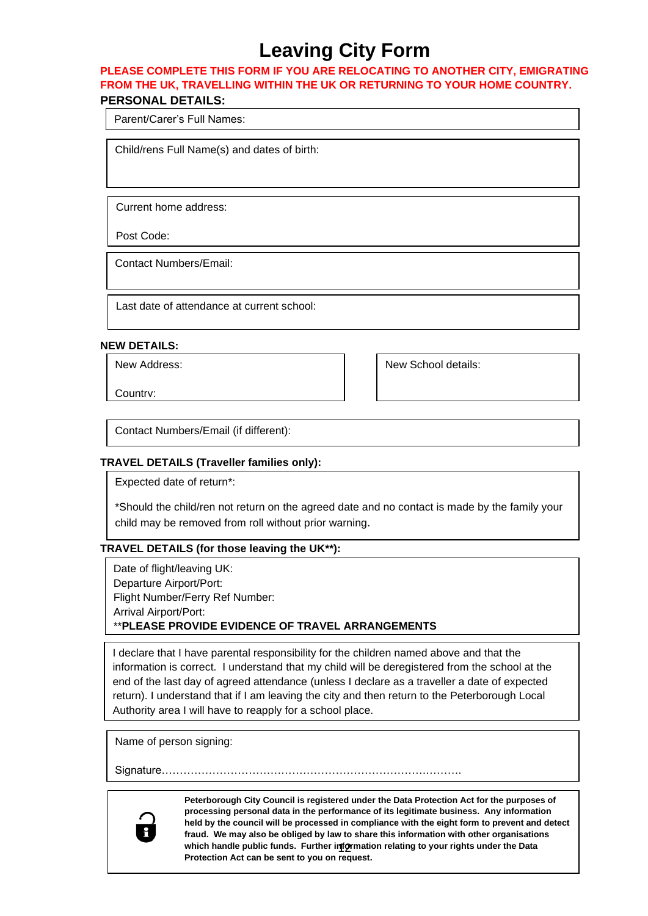# Leaving City Form

**PLEASE COMPLETE THIS FORM IF YOU ARE RELOCATING TO ANOTHER CITY, EMIGRATING FROM THE UK, TRAVELLING WITHIN THE UK OR RETURNING TO YOUR HOME COUNTRY.**

**PERSONAL DETAILS:**

Parent/Carer's Full Names:

Child/rens Full Name(s) and dates of birth:

Current home address:

Post Code:

Contact Numbers/Email:

Last date of attendance at current school:

**NEW DETAILS:**

New Address:

Countrv:

New School details:

Contact Numbers/Email (if different):

**TRAVEL DETAILS (Traveller families only):**

Expected date of return*:

*Should the child/ren not return on the agreed date and no contact is made by the family your child may be removed from roll without prior warning.

**TRAVEL DETAILS (for those leaving the UK**):**

Date of flight/leaving UK:
Departure Airport/Port:
Flight Number/Ferry Ref Number:
Arrival Airport/Port:
****PLEASE PROVIDE EVIDENCE OF TRAVEL ARRANGEMENTS**

I declare that I have parental responsibility for the children named above and that the information is correct. I understand that my child will be deregistered from the school at the end of the last day of agreed attendance (unless I declare as a traveller a date of expected return). I understand that if I am leaving the city and then return to the Peterborough Local Authority area I will have to reapply for a school place.

Name of person signing:

Signature…………………………………………………………………………

**Peterborough City Council is registered under the Data Protection Act for the purposes of processing personal data in the performance of its legitimate business. Any information held by the council will be processed in compliance with the eight form to prevent and detect fraud. We may also be obliged by law to share this information with other organisations which handle public funds. Further information relating to your rights under the Data Protection Act can be sent to you on request.**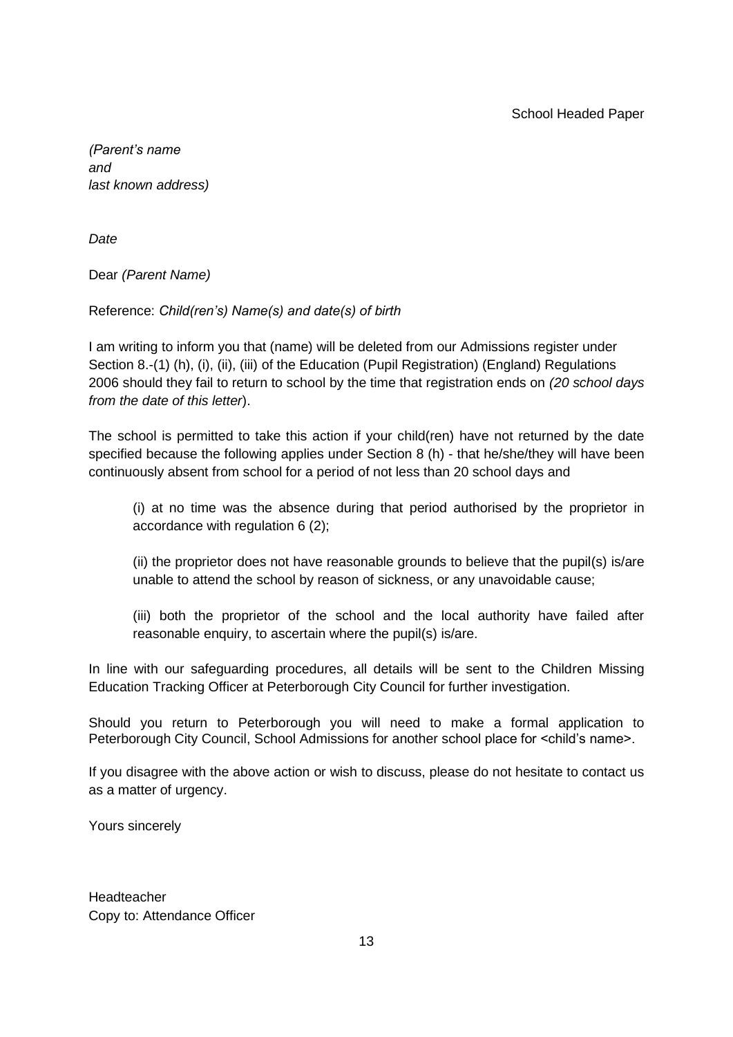School Headed Paper

*(Parent's name*
*and*
*last known address)*

*Date*

Dear *(Parent Name)*

Reference: *Child(ren's) Name(s) and date(s) of birth*

I am writing to inform you that (name) will be deleted from our Admissions register under Section 8.-(1) (h), (i), (ii), (iii) of the Education (Pupil Registration) (England) Regulations 2006 should they fail to return to school by the time that registration ends on *(20 school days from the date of this letter*).

The school is permitted to take this action if your child(ren) have not returned by the date specified because the following applies under Section 8 (h) - that he/she/they will have been continuously absent from school for a period of not less than 20 school days and

> (i) at no time was the absence during that period authorised by the proprietor in accordance with regulation 6 (2);
>
> (ii) the proprietor does not have reasonable grounds to believe that the pupil(s) is/are unable to attend the school by reason of sickness, or any unavoidable cause;
>
> (iii) both the proprietor of the school and the local authority have failed after reasonable enquiry, to ascertain where the pupil(s) is/are.

In line with our safeguarding procedures, all details will be sent to the Children Missing Education Tracking Officer at Peterborough City Council for further investigation.

Should you return to Peterborough you will need to make a formal application to Peterborough City Council, School Admissions for another school place for <child's name>.

If you disagree with the above action or wish to discuss, please do not hesitate to contact us as a matter of urgency.

Yours sincerely

Headteacher
Copy to: Attendance Officer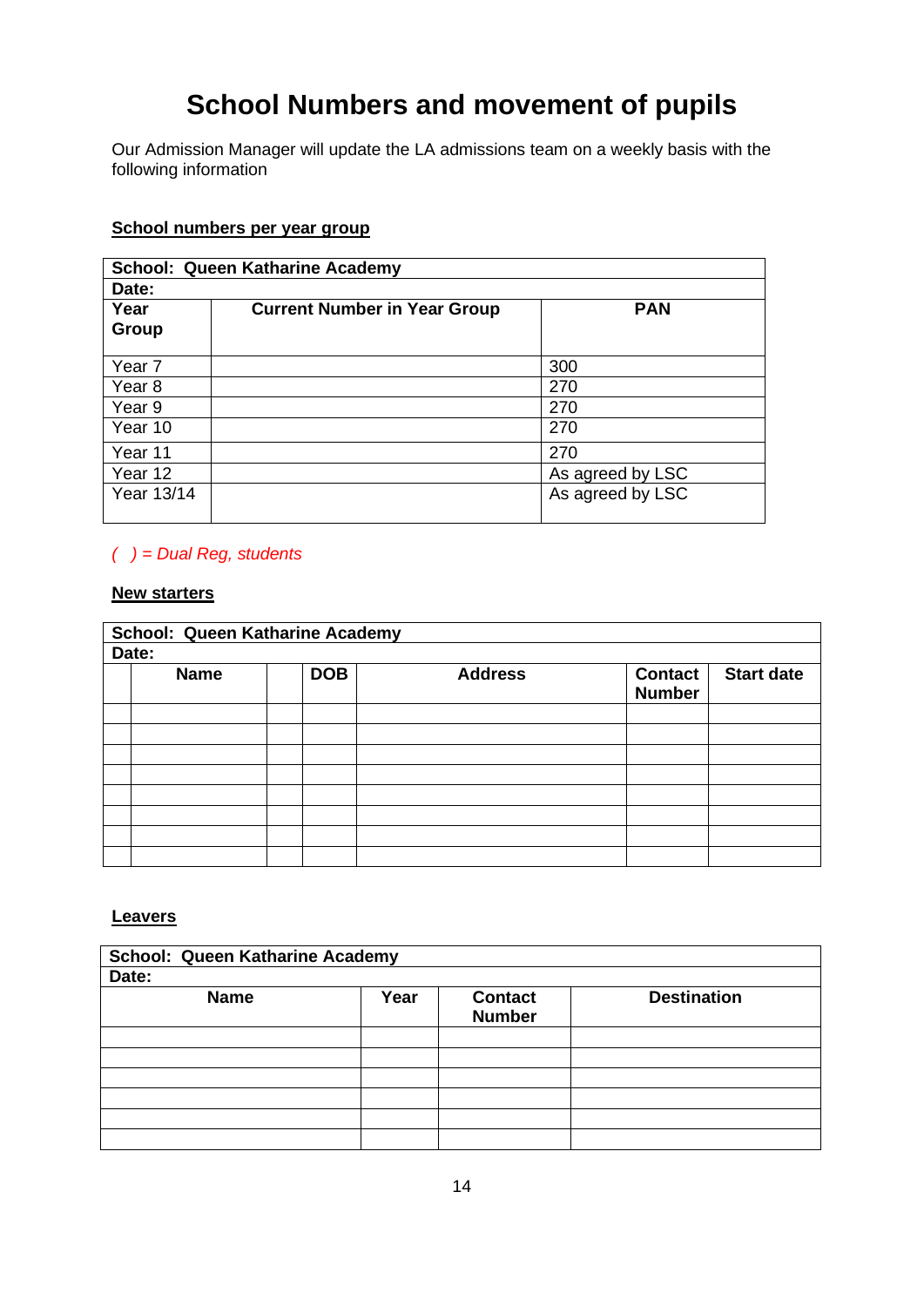# School Numbers and movement of pupils

Our Admission Manager will update the LA admissions team on a weekly basis with the following information

**School numbers per year group**

| School: Queen Katharine Academy | | |
|---|---|---|
| **Date:** | | |
| **Year Group** | **Current Number in Year Group** | **PAN** |
| Year 7 | | 300 |
| Year 8 | | 270 |
| Year 9 | | 270 |
| Year 10 | | 270 |
| Year 11 | | 270 |
| Year 12 | | As agreed by LSC |
| Year 13/14 | | As agreed by LSC |

*( ) = Dual Reg, students*

**New starters**

| School: Queen Katharine Academy | | | | | | |
|---|---|---|---|---|---|---|
| **Date:** | | | | | | |
| | **Name** | | **DOB** | **Address** | **Contact Number** | **Start date** |
| | | | | | | |
| | | | | | | |
| | | | | | | |
| | | | | | | |
| | | | | | | |
| | | | | | | |
| | | | | | | |
| | | | | | | |

**Leavers**

| School: Queen Katharine Academy | | | |
|---|---|---|---|
| **Date:** | | | |
| **Name** | **Year** | **Contact Number** | **Destination** |
| | | | |
| | | | |
| | | | |
| | | | |
| | | | |
| | | | |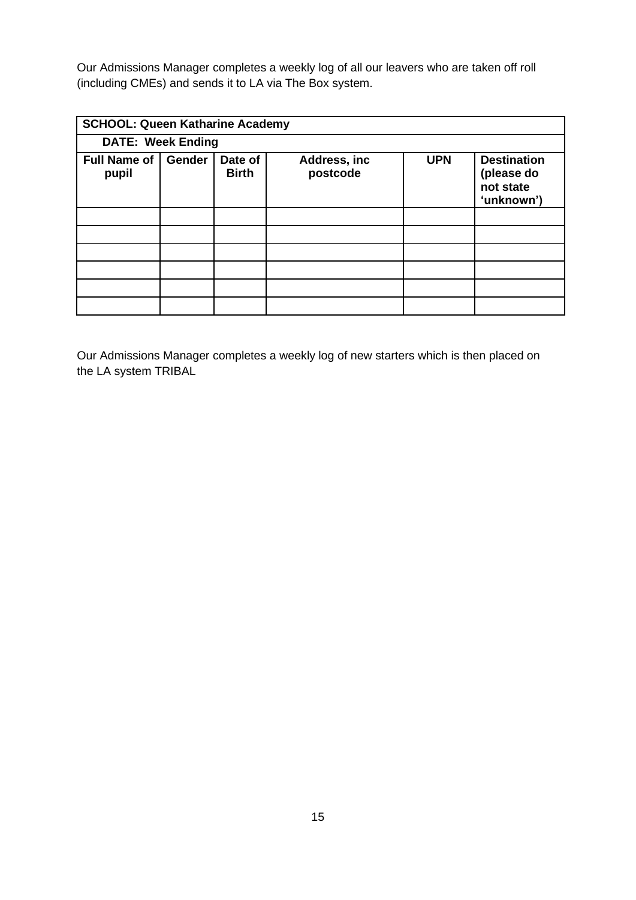Our Admissions Manager completes a weekly log of all our leavers who are taken off roll (including CMEs) and sends it to LA via The Box system.

| **SCHOOL: Queen Katharine Academy** | | | | | |
|---|---|---|---|---|---|
| **DATE: Week Ending** | | | | | |
| **Full Name of pupil** | **Gender** | **Date of Birth** | **Address, inc postcode** | **UPN** | **Destination (please do not state 'unknown')** |
| | | | | | |
| | | | | | |
| | | | | | |
| | | | | | |
| | | | | | |
| | | | | | |

Our Admissions Manager completes a weekly log of new starters which is then placed on the LA system TRIBAL